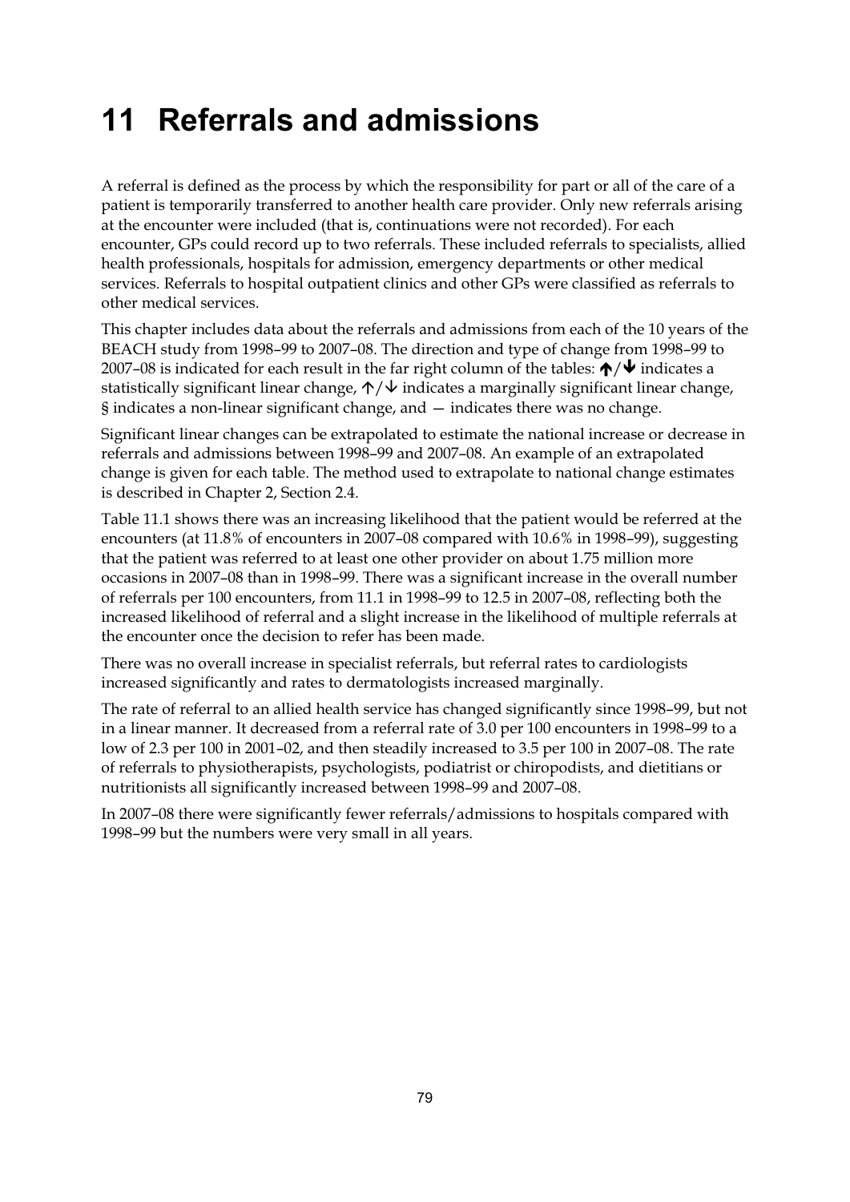# 11 Referrals and admissions

A referral is defined as the process by which the responsibility for part or all of the care of a patient is temporarily transferred to another health care provider. Only new referrals arising at the encounter were included (that is, continuations were not recorded). For each encounter, GPs could record up to two referrals. These included referrals to specialists, allied health professionals, hospitals for admission, emergency departments or other medical services. Referrals to hospital outpatient clinics and other GPs were classified as referrals to other medical services.

This chapter includes data about the referrals and admissions from each of the 10 years of the BEACH study from 1998–99 to 2007–08. The direction and type of change from 1998–99 to 2007–08 is indicated for each result in the far right column of the tables: **↑**/**↓** indicates a statistically significant linear change, ↑/↓ indicates a marginally significant linear change, § indicates a non-linear significant change, and — indicates there was no change.

Significant linear changes can be extrapolated to estimate the national increase or decrease in referrals and admissions between 1998–99 and 2007–08. An example of an extrapolated change is given for each table. The method used to extrapolate to national change estimates is described in Chapter 2, Section 2.4.

Table 11.1 shows there was an increasing likelihood that the patient would be referred at the encounters (at 11.8% of encounters in 2007–08 compared with 10.6% in 1998–99), suggesting that the patient was referred to at least one other provider on about 1.75 million more occasions in 2007–08 than in 1998–99. There was a significant increase in the overall number of referrals per 100 encounters, from 11.1 in 1998–99 to 12.5 in 2007–08, reflecting both the increased likelihood of referral and a slight increase in the likelihood of multiple referrals at the encounter once the decision to refer has been made.

There was no overall increase in specialist referrals, but referral rates to cardiologists increased significantly and rates to dermatologists increased marginally.

The rate of referral to an allied health service has changed significantly since 1998–99, but not in a linear manner. It decreased from a referral rate of 3.0 per 100 encounters in 1998–99 to a low of 2.3 per 100 in 2001–02, and then steadily increased to 3.5 per 100 in 2007–08. The rate of referrals to physiotherapists, psychologists, podiatrist or chiropodists, and dietitians or nutritionists all significantly increased between 1998–99 and 2007–08.

In 2007–08 there were significantly fewer referrals/admissions to hospitals compared with 1998–99 but the numbers were very small in all years.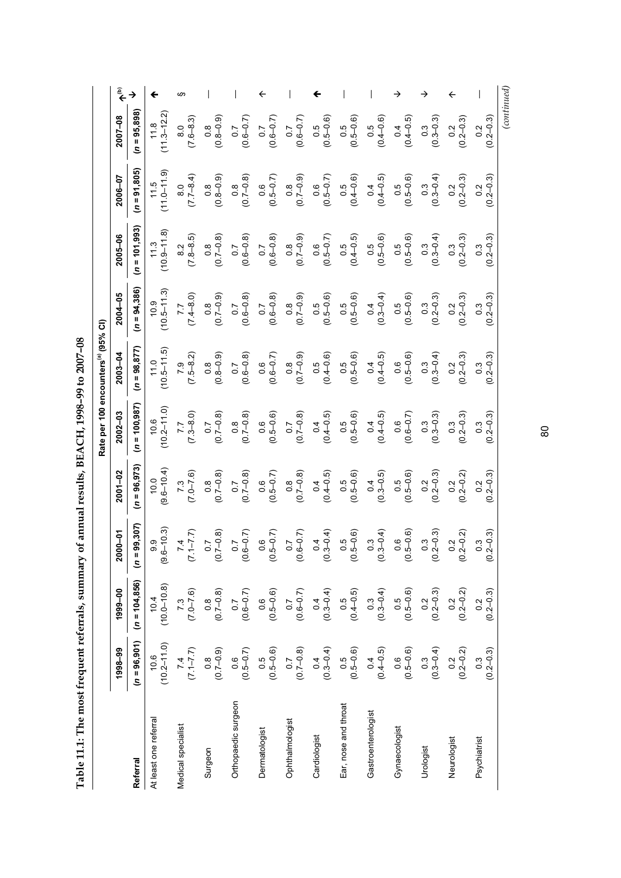**Table 11.1: The most frequent referrals, summary of annual results, BEACH, 1998–99 to 2007–08**

| Referral | Rate per 100 encounters[(a)] (95% CI) | | | | | | | | | | ↑[(b)] ↓ |
|---|---|---|---|---|---|---|---|---|---|---|---|
| | 1998–99 | 1999–00 | 2000–01 | 2001–02 | 2002–03 | 2003–04 | 2004–05 | 2005–06 | 2006–07 | 2007–08 | |
| | (*n* = 96,901) | (*n* = 104,856) | (*n* = 99,307) | (*n* = 96,973) | (*n* = 100,987) | (*n* = 98,877) | (*n* = 94,386) | (*n* = 101,993) | (*n* = 91,805) | (*n* = 95,898) | |
| At least one referral | 10.6 (10.2–11.0) | 10.4 (10.0–10.8) | 9.9 (9.6–10.3) | 10.0 (9.6–10.4) | 10.6 (10.2–11.0) | 11.0 (10.5–11.5) | 10.9 (10.5–11.3) | 11.3 (10.9–11.8) | 11.5 (11.0–11.9) | 11.8 (11.3–12.2) | ↑ |
| Medical specialist | 7.4 (7.1–7.7) | 7.3 (7.0–7.6) | 7.4 (7.1–7.7) | 7.3 (7.0–7.6) | 7.7 (7.3–8.0) | 7.9 (7.5–8.2) | 7.7 (7.4–8.0) | 8.2 (7.8–8.5) | 8.0 (7.7–8.4) | 8.0 (7.6–8.3) | § |
| Surgeon | 0.8 (0.7–0.9) | 0.8 (0.7–0.8) | 0.7 (0.7–0.8) | 0.8 (0.7–0.8) | 0.7 (0.7–0.8) | 0.8 (0.8–0.9) | 0.8 (0.7–0.9) | 0.8 (0.7–0.8) | 0.8 (0.8–0.9) | 0.8 (0.8–0.9) | — |
| Orthopaedic surgeon | 0.6 (0.5–0.7) | 0.7 (0.6–0.7) | 0.7 (0.6–0.7) | 0.7 (0.7–0.8) | 0.8 (0.7–0.8) | 0.7 (0.6–0.8) | 0.7 (0.6–0.8) | 0.7 (0.6–0.8) | 0.8 (0.7–0.8) | 0.7 (0.6–0.7) | — |
| Dermatologist | 0.5 (0.5–0.6) | 0.6 (0.5–0.6) | 0.6 (0.5–0.7) | 0.6 (0.5–0.7) | 0.6 (0.5–0.6) | 0.6 (0.6–0.7) | 0.7 (0.6–0.8) | 0.7 (0.6–0.8) | 0.6 (0.5–0.7) | 0.7 (0.6–0.7) | ↑ |
| Ophthalmologist | 0.7 (0.7–0.8) | 0.7 (0.6–0.7) | 0.7 (0.6–0.7) | 0.8 (0.7–0.8) | 0.7 (0.7–0.8) | 0.8 (0.7–0.9) | 0.8 (0.7–0.9) | 0.8 (0.7–0.9) | 0.8 (0.7–0.9) | 0.7 (0.6–0.7) | — |
| Cardiologist | 0.4 (0.3–0.4) | 0.4 (0.3–0.4) | 0.4 (0.3–0.4) | 0.4 (0.4–0.5) | 0.4 (0.4–0.5) | 0.5 (0.4–0.6) | 0.5 (0.5–0.6) | 0.6 (0.5–0.7) | 0.6 (0.5–0.7) | 0.5 (0.5–0.6) | ↑ |
| Ear, nose and throat | 0.5 (0.5–0.6) | 0.5 (0.4–0.5) | 0.5 (0.5–0.6) | 0.5 (0.5–0.6) | 0.5 (0.5–0.6) | 0.5 (0.5–0.6) | 0.5 (0.5–0.6) | 0.5 (0.4–0.5) | 0.5 (0.4–0.6) | 0.5 (0.5–0.6) | — |
| Gastroenterologist | 0.4 (0.4–0.5) | 0.3 (0.3–0.4) | 0.3 (0.3–0.4) | 0.4 (0.3–0.5) | 0.4 (0.4–0.5) | 0.4 (0.4–0.5) | 0.4 (0.3–0.4) | 0.5 (0.5–0.6) | 0.4 (0.4–0.5) | 0.5 (0.4–0.6) | — |
| Gynaecologist | 0.6 (0.5–0.6) | 0.5 (0.5–0.6) | 0.6 (0.5–0.6) | 0.5 (0.5–0.6) | 0.6 (0.6–0.7) | 0.6 (0.5–0.6) | 0.5 (0.5–0.6) | 0.5 (0.5–0.6) | 0.5 (0.5–0.6) | 0.4 (0.4–0.5) | ↓ |
| Urologist | 0.3 (0.3–0.4) | 0.2 (0.2–0.3) | 0.3 (0.2–0.3) | 0.2 (0.2–0.3) | 0.3 (0.3–0.3) | 0.3 (0.3–0.4) | 0.3 (0.2–0.3) | 0.3 (0.3–0.4) | 0.3 (0.3–0.4) | 0.3 (0.3–0.3) | ↓ |
| Neurologist | 0.2 (0.2–0.2) | 0.2 (0.2–0.2) | 0.2 (0.2–0.2) | 0.2 (0.2–0.2) | 0.3 (0.2–0.3) | 0.2 (0.2–0.3) | 0.2 (0.2–0.3) | 0.3 (0.2–0.3) | 0.2 (0.2–0.3) | 0.2 (0.2–0.3) | ↑ |
| Psychiatrist | 0.3 (0.2–0.3) | 0.2 (0.2–0.3) | 0.3 (0.2–0.3) | 0.2 (0.2–0.3) | 0.3 (0.2–0.3) | 0.3 (0.2–0.3) | 0.3 (0.2–0.3) | 0.3 (0.2–0.3) | 0.2 (0.2–0.3) | 0.2 (0.2–0.3) | — |

*(continued)*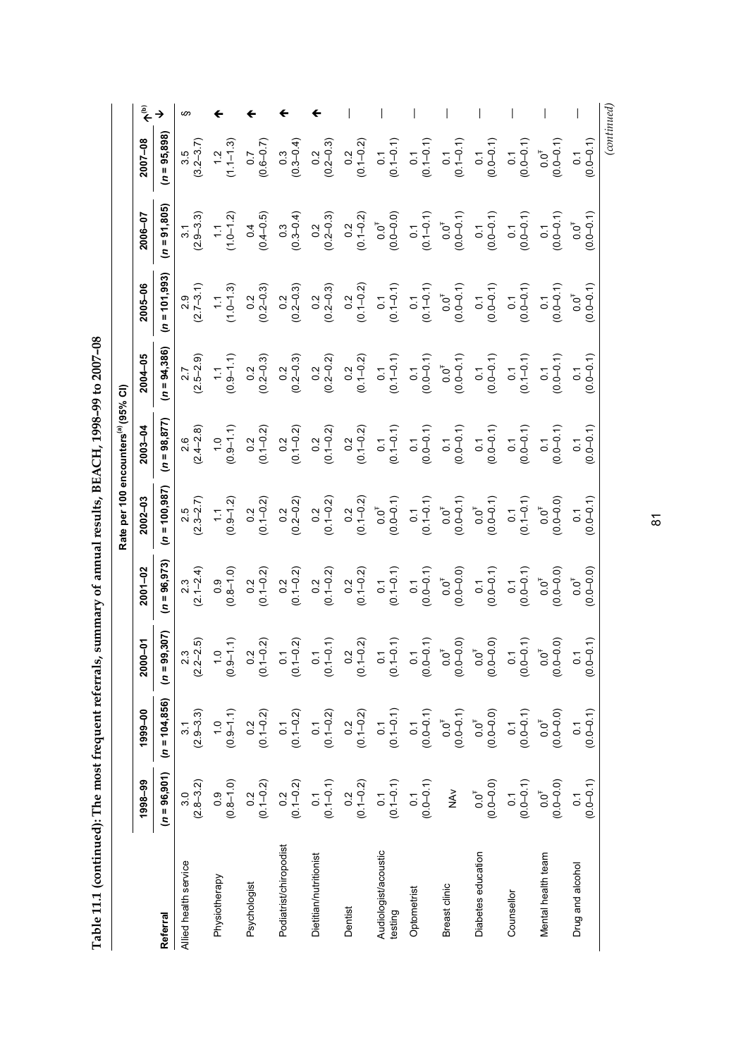**Table 11.1 (continued): The most frequent referrals, summary of annual results, BEACH, 1998–99 to 2007–08**

| | Rate per 100 encounters[(a)] (95% CI) | | | | | | | | | | |
|---|---|---|---|---|---|---|---|---|---|---|---|
| | 1998–99 | 1999–00 | 2000–01 | 2001–02 | 2002–03 | 2003–04 | 2004–05 | 2005–06 | 2006–07 | 2007–08 | |
| **Referral** | (*n* = 96,901) | (*n* = 104,856) | (*n* = 99,307) | (*n* = 96,973) | (*n* = 100,987) | (*n* = 98,877) | (*n* = 94,386) | (*n* = 101,993) | (*n* = 91,805) | (*n* = 95,898) | ↑↓[(b)] |
| Allied health service | 3.0 (2.8–3.2) | 3.1 (2.9–3.3) | 2.3 (2.2–2.5) | 2.3 (2.1–2.4) | 2.5 (2.3–2.7) | 2.6 (2.4–2.8) | 2.7 (2.5–2.9) | 2.9 (2.7–3.1) | 3.1 (2.9–3.3) | 3.5 (3.2–3.7) | § |
| Physiotherapy | 0.9 (0.8–1.0) | 1.0 (0.9–1.1) | 1.0 (0.9–1.1) | 0.9 (0.8–1.0) | 1.1 (0.9–1.2) | 1.0 (0.9–1.1) | 1.1 (0.9–1.1) | 1.1 (1.0–1.3) | 1.1 (1.0–1.2) | 1.2 (1.1–1.3) | ↑ |
| Psychologist | 0.2 (0.1–0.2) | 0.2 (0.1–0.2) | 0.2 (0.1–0.2) | 0.2 (0.1–0.2) | 0.2 (0.1–0.2) | 0.2 (0.1–0.2) | 0.2 (0.2–0.3) | 0.2 (0.2–0.3) | 0.4 (0.4–0.5) | 0.7 (0.6–0.7) | ↑ |
| Podiatrist/chiropodist | 0.2 (0.1–0.2) | 0.1 (0.1–0.2) | 0.1 (0.1–0.2) | 0.2 (0.1–0.2) | 0.2 (0.2–0.2) | 0.2 (0.1–0.2) | 0.2 (0.2–0.3) | 0.2 (0.2–0.3) | 0.3 (0.3–0.4) | 0.3 (0.3–0.4) | ↑ |
| Dietitian/nutritionist | 0.1 (0.1–0.1) | 0.1 (0.1–0.2) | 0.1 (0.1–0.1) | 0.2 (0.1–0.2) | 0.2 (0.1–0.2) | 0.2 (0.1–0.2) | 0.2 (0.2–0.2) | 0.2 (0.2–0.3) | 0.2 (0.2–0.3) | 0.2 (0.2–0.3) | ↑ |
| Dentist | 0.2 (0.1–0.2) | 0.2 (0.1–0.2) | 0.2 (0.1–0.2) | 0.2 (0.1–0.2) | 0.2 (0.1–0.2) | 0.2 (0.1–0.2) | 0.2 (0.1–0.2) | 0.2 (0.1–0.2) | 0.2 (0.1–0.2) | 0.2 (0.1–0.2) | — |
| Audiologist/acoustic testing | 0.1 (0.1–0.1) | 0.1 (0.1–0.1) | 0.1 (0.1–0.1) | 0.1 (0.1–0.1) | 0.0[Ŧ] (0.0–0.1) | 0.1 (0.1–0.1) | 0.1 (0.1–0.1) | 0.1 (0.1–0.1) | 0.0[Ŧ] (0.0–0.0) | 0.1 (0.1–0.1) | — |
| Optometrist | 0.1 (0.0–0.1) | 0.1 (0.0–0.1) | 0.1 (0.0–0.1) | 0.1 (0.0–0.1) | 0.1 (0.1–0.1) | 0.1 (0.0–0.1) | 0.1 (0.0–0.1) | 0.1 (0.1–0.1) | 0.1 (0.1–0.1) | 0.1 (0.1–0.1) | — |
| Breast clinic | NAv | 0.0[Ŧ] (0.0–0.1) | 0.0[Ŧ] (0.0–0.0) | 0.0[Ŧ] (0.0–0.0) | 0.0[Ŧ] (0.0–0.1) | 0.1 (0.0–0.1) | 0.0[Ŧ] (0.0–0.1) | 0.0[Ŧ] (0.0–0.1) | 0.0[Ŧ] (0.0–0.1) | 0.1 (0.1–0.1) | — |
| Diabetes education | 0.0[Ŧ] (0.0–0.0) | 0.0[Ŧ] (0.0–0.0) | 0.0[Ŧ] (0.0–0.0) | 0.1 (0.0–0.1) | 0.0[Ŧ] (0.0–0.1) | 0.1 (0.0–0.1) | 0.1 (0.0–0.1) | 0.1 (0.0–0.1) | 0.1 (0.0–0.1) | 0.1 (0.0–0.1) | — |
| Counsellor | 0.1 (0.0–0.1) | 0.1 (0.0–0.1) | 0.1 (0.0–0.1) | 0.1 (0.0–0.1) | 0.1 (0.1–0.1) | 0.1 (0.0–0.1) | 0.1 (0.1–0.1) | 0.1 (0.0–0.1) | 0.1 (0.0–0.1) | 0.1 (0.0–0.1) | — |
| Mental health team | 0.0[Ŧ] (0.0–0.0) | 0.0[Ŧ] (0.0–0.0) | 0.0[Ŧ] (0.0–0.0) | 0.0[Ŧ] (0.0–0.0) | 0.0[Ŧ] (0.0–0.0) | 0.1 (0.0–0.1) | 0.1 (0.0–0.1) | 0.1 (0.0–0.1) | 0.1 (0.0–0.1) | 0.0[Ŧ] (0.0–0.1) | — |
| Drug and alcohol | 0.1 (0.0–0.1) | 0.1 (0.0–0.1) | 0.1 (0.0–0.1) | 0.0[Ŧ] (0.0–0.0) | 0.1 (0.0–0.1) | 0.1 (0.0–0.1) | 0.1 (0.0–0.1) | 0.0[Ŧ] (0.0–0.1) | 0.0[Ŧ] (0.0–0.1) | 0.1 (0.0–0.1) | — |

*(continued)*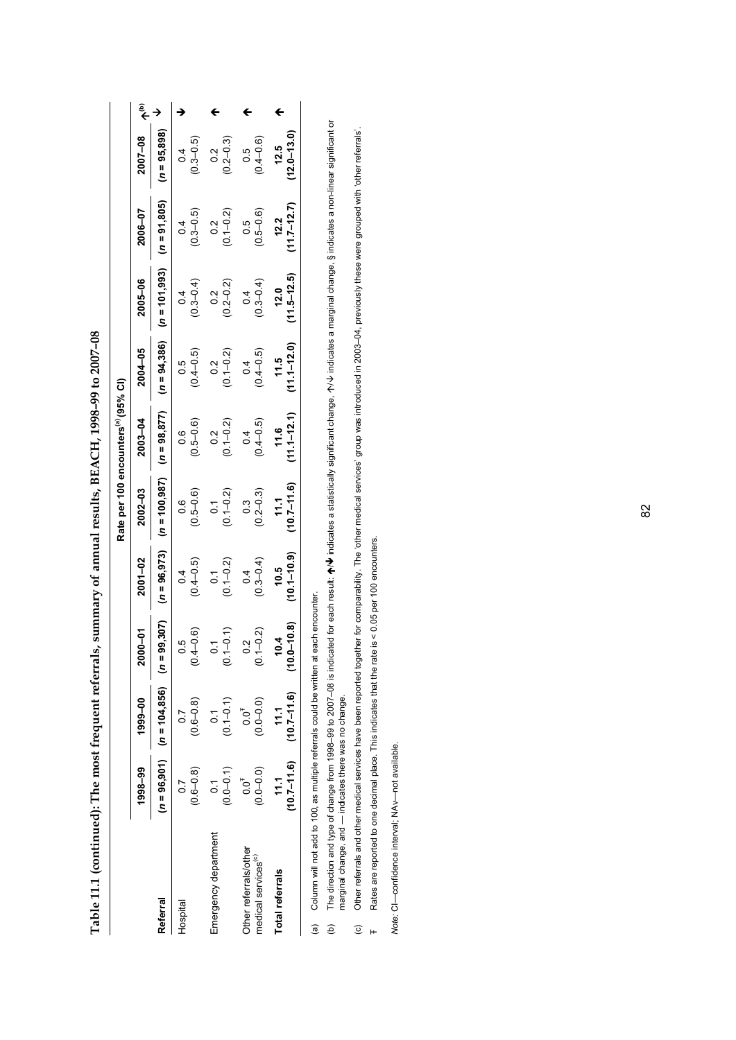**Table 11.1 (continued): The most frequent referrals, summary of annual results, BEACH, 1998–99 to 2007–08**

| | Rate per 100 encounters[(a)] (95% CI) | | | | | | | | | | |
|---|---|---|---|---|---|---|---|---|---|---|---|
| **Referral** | **1998–99** (*n* = 96,901) | **1999–00** (*n* = 104,856) | **2000–01** (*n* = 99,307) | **2001–02** (*n* = 96,973) | **2002–03** (*n* = 100,987) | **2003–04** (*n* = 98,877) | **2004–05** (*n* = 94,386) | **2005–06** (*n* = 101,993) | **2006–07** (*n* = 91,805) | **2007–08** (*n* = 95,898) | ↑↓[(b)] |
| Hospital | 0.7 (0.6–0.8) | 0.7 (0.6–0.8) | 0.5 (0.4–0.6) | 0.4 (0.4–0.5) | 0.6 (0.5–0.6) | 0.6 (0.5–0.6) | 0.5 (0.4–0.5) | 0.4 (0.3–0.4) | 0.4 (0.3–0.5) | 0.4 (0.3–0.5) | ↓ |
| Emergency department | 0.1 (0.0–0.1) | 0.1 (0.1–0.1) | 0.1 (0.1–0.1) | 0.1 (0.1–0.2) | 0.1 (0.1–0.2) | 0.2 (0.1–0.2) | 0.2 (0.1–0.2) | 0.2 (0.2–0.2) | 0.2 (0.1–0.2) | 0.2 (0.2–0.3) | ↑ |
| Other referrals/other medical services[(c)] | 0.0[Ŧ] (0.0–0.0) | 0.0[Ŧ] (0.0–0.0) | 0.2 (0.1–0.2) | 0.4 (0.3–0.4) | 0.3 (0.2–0.3) | 0.4 (0.4–0.5) | 0.4 (0.4–0.5) | 0.4 (0.3–0.4) | 0.5 (0.5–0.6) | 0.5 (0.4–0.6) | ↑ |
| **Total referrals** | **11.1** (10.7–11.6) | **11.1** (10.7–11.6) | **10.4** (10.0–10.8) | **10.5** (10.1–10.9) | **11.1** (10.7–11.6) | **11.6** (11.1–12.1) | **11.5** (11.1–12.0) | **12.0** (11.5–12.5) | **12.2** (11.7–12.7) | **12.5** (12.0–13.0) | ↑ |

(a) Column will not add to 100, as multiple referrals could be written at each encounter.

(b) The direction and type of change from 1998–99 to 2007–08 is indicated for each result: ↑↓ indicates a statistically significant change, ↑/↓ indicates a marginal change, § indicates a non-linear significant or marginal change, and — indicates there was no change.

(c) Other referrals and other medical services have been reported together for comparability. The 'other medical services' group was introduced in 2003–04, previously these were grouped with 'other referrals'.

Ŧ Rates are reported to one decimal place. This indicates that the rate is < 0.05 per 100 encounters.

*Note:* CI—confidence interval; NAv—not available.